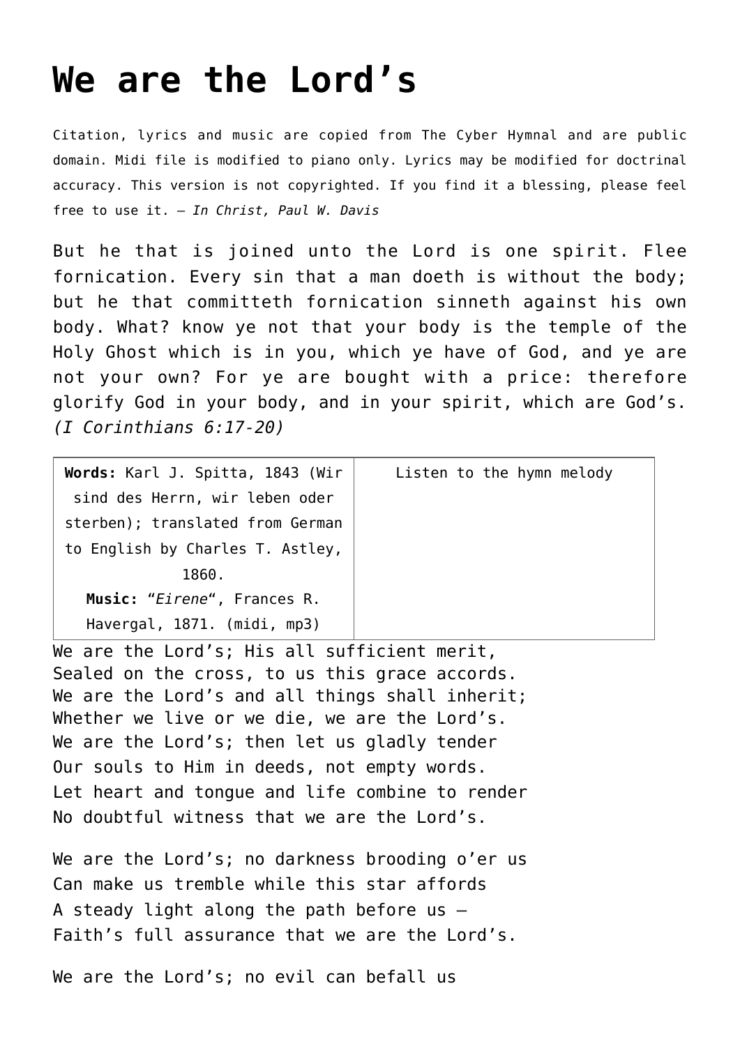# We are the Lord's

Citation, lyrics and music are copied from The Cyber Hymnal and are public domain. Midi file is modified to piano only. Lyrics may be modified for doctrinal accuracy. This version is not copyrighted. If you find it a blessing, please feel free to use it. – *In Christ, Paul W. Davis*

But he that is joined unto the Lord is one spirit. Flee fornication. Every sin that a man doeth is without the body; but he that committeth fornication sinneth against his own body. What? know ye not that your body is the temple of the Holy Ghost which is in you, which ye have of God, and ye are not your own? For ye are bought with a price: therefore glorify God in your body, and in your spirit, which are God's. *(I Corinthians 6:17-20)*

| **Words:** Karl J. Spitta, 1843 (Wir sind des Herrn, wir leben oder sterben); translated from German to English by Charles T. Astley, 1860. **Music:** "*Eirene*", Frances R. Havergal, 1871. (midi, mp3) | Listen to the hymn melody |
|---|---|

We are the Lord's; His all sufficient merit,
Sealed on the cross, to us this grace accords.
We are the Lord's and all things shall inherit;
Whether we live or we die, we are the Lord's.
We are the Lord's; then let us gladly tender
Our souls to Him in deeds, not empty words.
Let heart and tongue and life combine to render
No doubtful witness that we are the Lord's.

We are the Lord's; no darkness brooding o'er us
Can make us tremble while this star affords
A steady light along the path before us –
Faith's full assurance that we are the Lord's.

We are the Lord's; no evil can befall us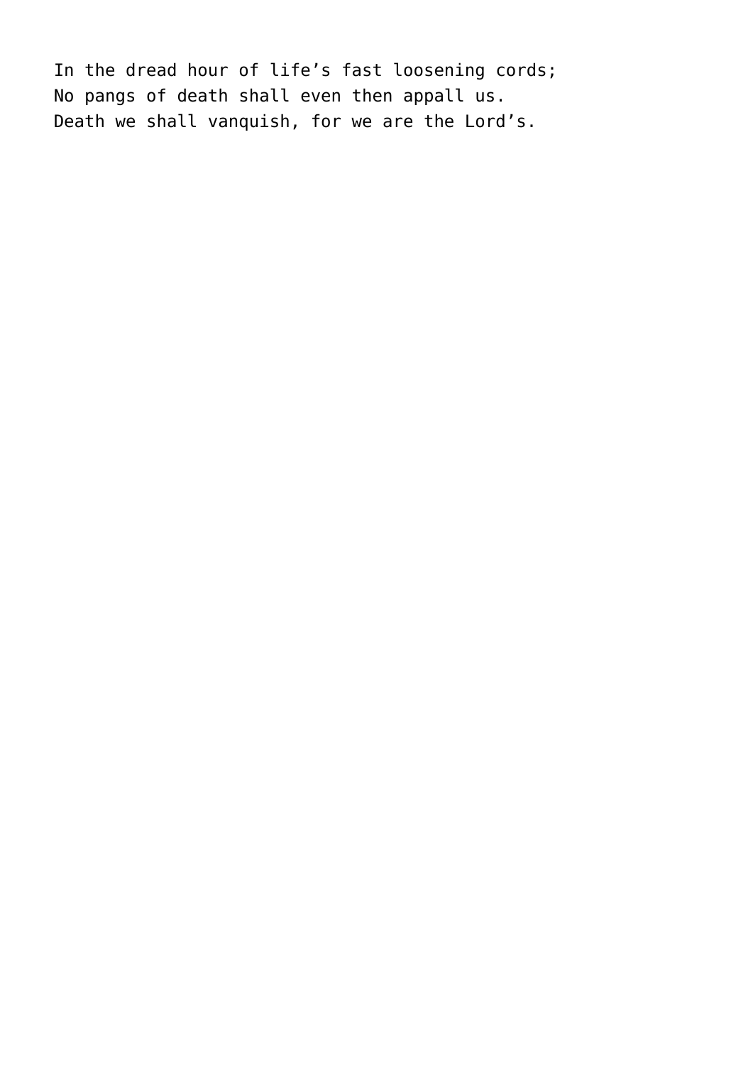In the dread hour of life’s fast loosening cords;
No pangs of death shall even then appall us.
Death we shall vanquish, for we are the Lord’s.